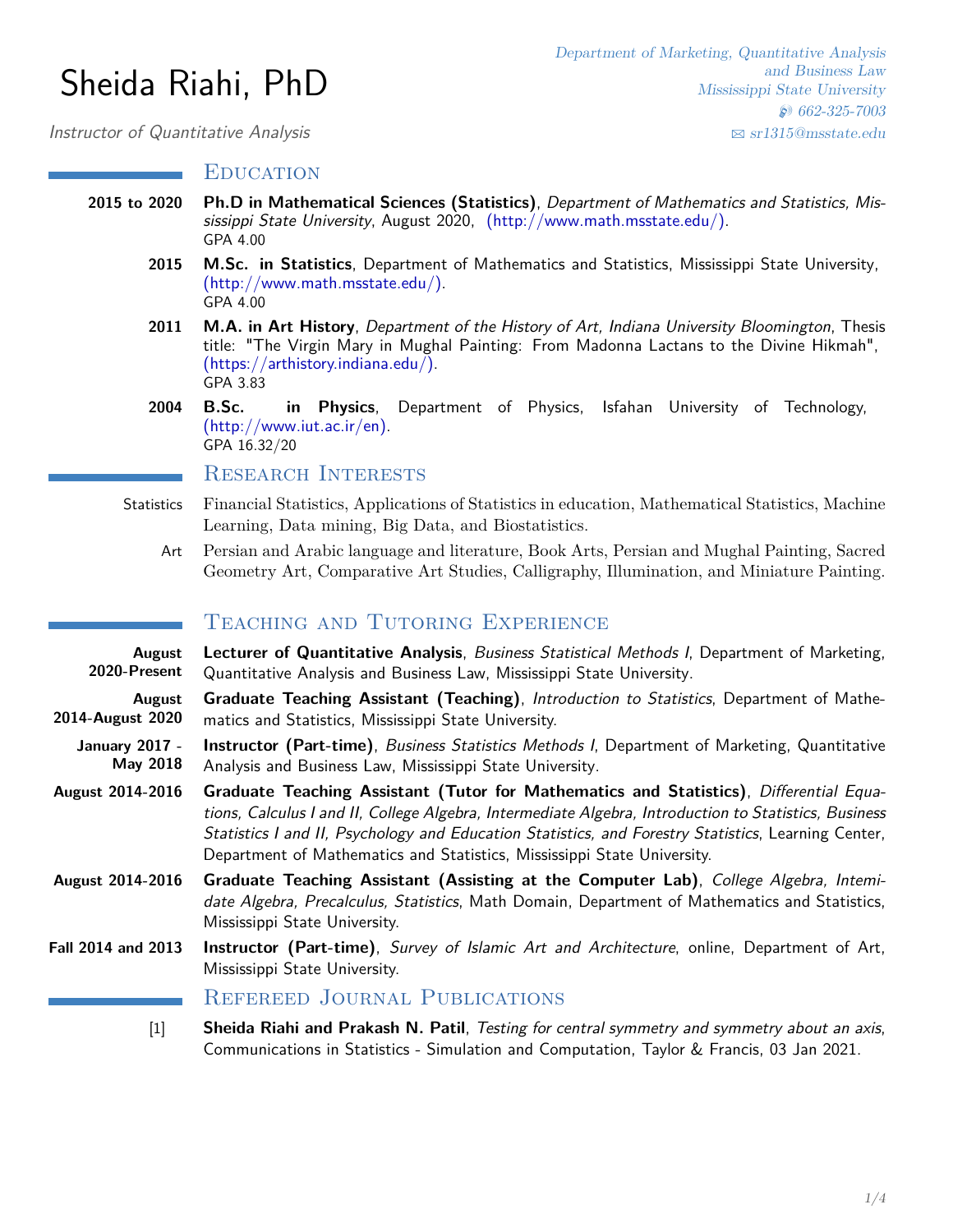# Sheida Riahi, PhD

*Instructor of Quantitative Analysis*

*Department of Marketing, Quantitative Analysis and Business Law*
*Mississippi State University*
*662-325-7003*
*sr1315@msstate.edu*

## Education

**2015 to 2020** — **Ph.D in Mathematical Sciences (Statistics)**, *Department of Mathematics and Statistics, Mississippi State University*, August 2020, (http://www.math.msstate.edu/).
GPA 4.00

**2015** — **M.Sc. in Statistics**, Department of Mathematics and Statistics, Mississippi State University, (http://www.math.msstate.edu/).
GPA 4.00

**2011** — **M.A. in Art History**, *Department of the History of Art, Indiana University Bloomington*, Thesis title: "The Virgin Mary in Mughal Painting: From Madonna Lactans to the Divine Hikmah", (https://arthistory.indiana.edu/).
GPA 3.83

**2004** — **B.Sc. in Physics**, Department of Physics, Isfahan University of Technology, (http://www.iut.ac.ir/en).
GPA 16.32/20

## Research Interests

**Statistics** — Financial Statistics, Applications of Statistics in education, Mathematical Statistics, Machine Learning, Data mining, Big Data, and Biostatistics.

**Art** — Persian and Arabic language and literature, Book Arts, Persian and Mughal Painting, Sacred Geometry Art, Comparative Art Studies, Calligraphy, Illumination, and Miniature Painting.

## Teaching and Tutoring Experience

**August 2020-Present** — **Lecturer of Quantitative Analysis**, *Business Statistical Methods I*, Department of Marketing, Quantitative Analysis and Business Law, Mississippi State University.

**August 2014-August 2020** — **Graduate Teaching Assistant (Teaching)**, *Introduction to Statistics*, Department of Mathematics and Statistics, Mississippi State University.

**January 2017 - May 2018** — **Instructor (Part-time)**, *Business Statistics Methods I*, Department of Marketing, Quantitative Analysis and Business Law, Mississippi State University.

**August 2014-2016** — **Graduate Teaching Assistant (Tutor for Mathematics and Statistics)**, *Differential Equations, Calculus I and II, College Algebra, Intermediate Algebra, Introduction to Statistics, Business Statistics I and II, Psychology and Education Statistics, and Forestry Statistics*, Learning Center, Department of Mathematics and Statistics, Mississippi State University.

**August 2014-2016** — **Graduate Teaching Assistant (Assisting at the Computer Lab)**, *College Algebra, Intemidate Algebra, Precalculus, Statistics*, Math Domain, Department of Mathematics and Statistics, Mississippi State University.

**Fall 2014 and 2013** — **Instructor (Part-time)**, *Survey of Islamic Art and Architecture*, online, Department of Art, Mississippi State University.

## Refereed Journal Publications

[1] **Sheida Riahi and Prakash N. Patil**, *Testing for central symmetry and symmetry about an axis*, Communications in Statistics - Simulation and Computation, Taylor & Francis, 03 Jan 2021.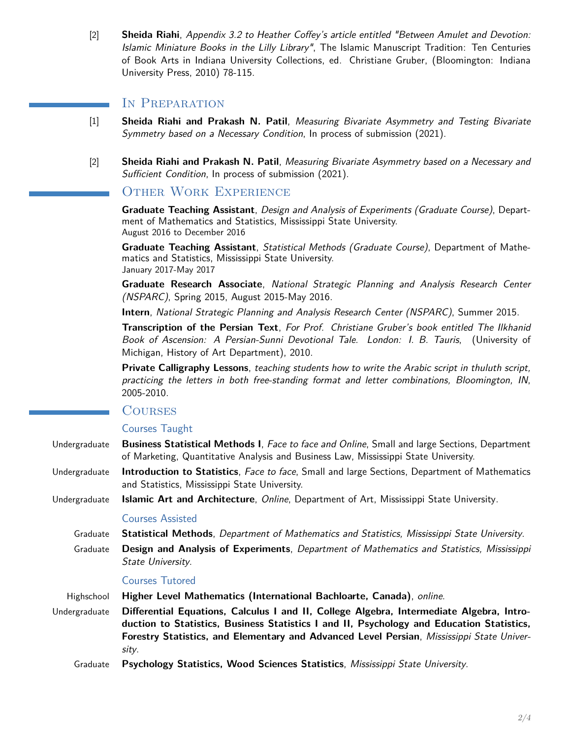[2] **Sheida Riahi**, *Appendix 3.2 to Heather Coffey's article entitled "Between Amulet and Devotion: Islamic Miniature Books in the Lilly Library"*, The Islamic Manuscript Tradition: Ten Centuries of Book Arts in Indiana University Collections, ed. Christiane Gruber, (Bloomington: Indiana University Press, 2010) 78-115.

## In Preparation

[1] **Sheida Riahi and Prakash N. Patil**, *Measuring Bivariate Asymmetry and Testing Bivariate Symmetry based on a Necessary Condition*, In process of submission (2021).

[2] **Sheida Riahi and Prakash N. Patil**, *Measuring Bivariate Asymmetry based on a Necessary and Sufficient Condition*, In process of submission (2021).

## Other Work Experience

**Graduate Teaching Assistant**, *Design and Analysis of Experiments (Graduate Course)*, Department of Mathematics and Statistics, Mississippi State University.
August 2016 to December 2016

**Graduate Teaching Assistant**, *Statistical Methods (Graduate Course)*, Department of Mathematics and Statistics, Mississippi State University.
January 2017-May 2017

**Graduate Research Associate**, *National Strategic Planning and Analysis Research Center (NSPARC)*, Spring 2015, August 2015-May 2016.

**Intern**, *National Strategic Planning and Analysis Research Center (NSPARC)*, Summer 2015.

**Transcription of the Persian Text**, *For Prof. Christiane Gruber's book entitled The Ilkhanid Book of Ascension: A Persian-Sunni Devotional Tale. London: I. B. Tauris*, (University of Michigan, History of Art Department), 2010.

**Private Calligraphy Lessons**, *teaching students how to write the Arabic script in thuluth script, practicing the letters in both free-standing format and letter combinations, Bloomington, IN*, 2005-2010.

## Courses

### Courses Taught

Undergraduate — **Business Statistical Methods I**, *Face to face and Online*, Small and large Sections, Department of Marketing, Quantitative Analysis and Business Law, Mississippi State University.

Undergraduate — **Introduction to Statistics**, *Face to face*, Small and large Sections, Department of Mathematics and Statistics, Mississippi State University.

Undergraduate — **Islamic Art and Architecture**, *Online*, Department of Art, Mississippi State University.

### Courses Assisted

Graduate — **Statistical Methods**, *Department of Mathematics and Statistics, Mississippi State University*.

Graduate — **Design and Analysis of Experiments**, *Department of Mathematics and Statistics, Mississippi State University*.

### Courses Tutored

Highschool — **Higher Level Mathematics (International Bachloarte, Canada)**, *online*.

Undergraduate — **Differential Equations, Calculus I and II, College Algebra, Intermediate Algebra, Introduction to Statistics, Business Statistics I and II, Psychology and Education Statistics, Forestry Statistics, and Elementary and Advanced Level Persian**, *Mississippi State University*.

Graduate — **Psychology Statistics, Wood Sciences Statistics**, *Mississippi State University*.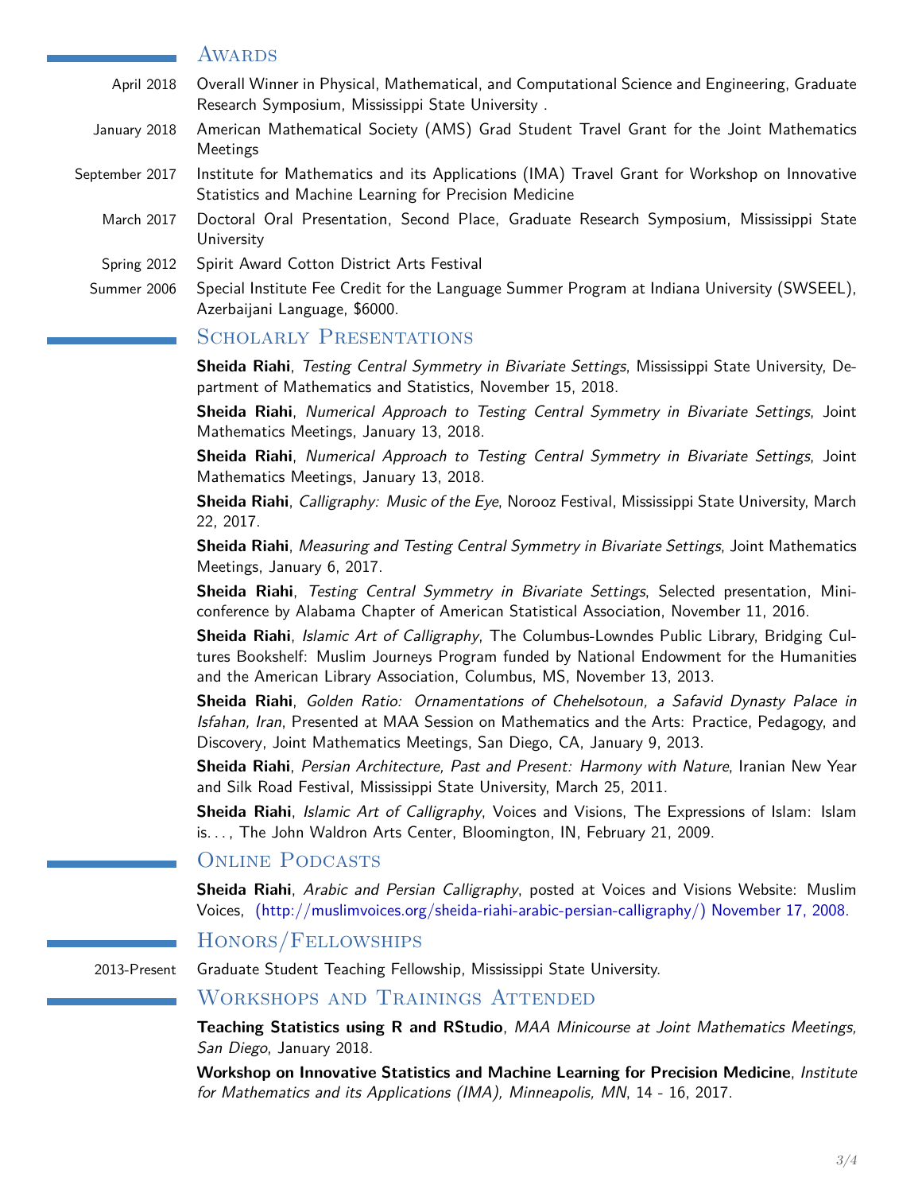## Awards

- **April 2018** — Overall Winner in Physical, Mathematical, and Computational Science and Engineering, Graduate Research Symposium, Mississippi State University .
- **January 2018** — American Mathematical Society (AMS) Grad Student Travel Grant for the Joint Mathematics Meetings
- **September 2017** — Institute for Mathematics and its Applications (IMA) Travel Grant for Workshop on Innovative Statistics and Machine Learning for Precision Medicine
- **March 2017** — Doctoral Oral Presentation, Second Place, Graduate Research Symposium, Mississippi State University
- **Spring 2012** — Spirit Award Cotton District Arts Festival
- **Summer 2006** — Special Institute Fee Credit for the Language Summer Program at Indiana University (SWSEEL), Azerbaijani Language, $6000.

## Scholarly Presentations

**Sheida Riahi**, *Testing Central Symmetry in Bivariate Settings*, Mississippi State University, Department of Mathematics and Statistics, November 15, 2018.

**Sheida Riahi**, *Numerical Approach to Testing Central Symmetry in Bivariate Settings*, Joint Mathematics Meetings, January 13, 2018.

**Sheida Riahi**, *Numerical Approach to Testing Central Symmetry in Bivariate Settings*, Joint Mathematics Meetings, January 13, 2018.

**Sheida Riahi**, *Calligraphy: Music of the Eye*, Norooz Festival, Mississippi State University, March 22, 2017.

**Sheida Riahi**, *Measuring and Testing Central Symmetry in Bivariate Settings*, Joint Mathematics Meetings, January 6, 2017.

**Sheida Riahi**, *Testing Central Symmetry in Bivariate Settings*, Selected presentation, Mini-conference by Alabama Chapter of American Statistical Association, November 11, 2016.

**Sheida Riahi**, *Islamic Art of Calligraphy*, The Columbus-Lowndes Public Library, Bridging Cultures Bookshelf: Muslim Journeys Program funded by National Endowment for the Humanities and the American Library Association, Columbus, MS, November 13, 2013.

**Sheida Riahi**, *Golden Ratio: Ornamentations of Chehelsotoun, a Safavid Dynasty Palace in Isfahan, Iran*, Presented at MAA Session on Mathematics and the Arts: Practice, Pedagogy, and Discovery, Joint Mathematics Meetings, San Diego, CA, January 9, 2013.

**Sheida Riahi**, *Persian Architecture, Past and Present: Harmony with Nature*, Iranian New Year and Silk Road Festival, Mississippi State University, March 25, 2011.

**Sheida Riahi**, *Islamic Art of Calligraphy*, Voices and Visions, The Expressions of Islam: Islam is..., The John Waldron Arts Center, Bloomington, IN, February 21, 2009.

## Online Podcasts

**Sheida Riahi**, *Arabic and Persian Calligraphy*, posted at Voices and Visions Website: Muslim Voices, (http://muslimvoices.org/sheida-riahi-arabic-persian-calligraphy/) November 17, 2008.

## Honors/Fellowships

- **2013-Present** — Graduate Student Teaching Fellowship, Mississippi State University.

## Workshops and Trainings Attended

**Teaching Statistics using R and RStudio**, *MAA Minicourse at Joint Mathematics Meetings, San Diego*, January 2018.

**Workshop on Innovative Statistics and Machine Learning for Precision Medicine**, *Institute for Mathematics and its Applications (IMA), Minneapolis, MN*, 14 - 16, 2017.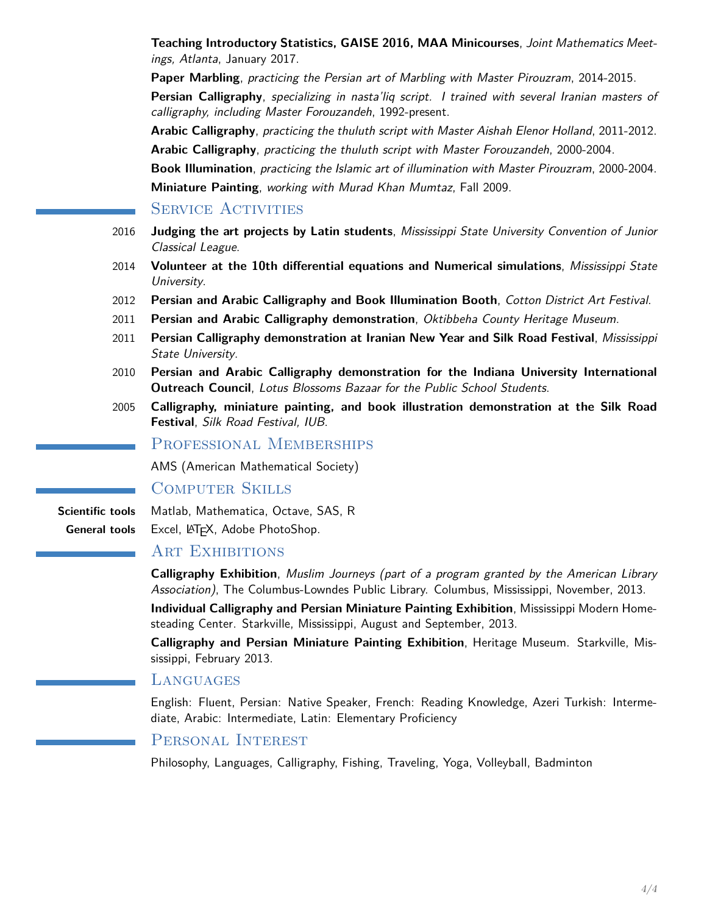**Teaching Introductory Statistics, GAISE 2016, MAA Minicourses**, *Joint Mathematics Meetings, Atlanta*, January 2017.

**Paper Marbling**, *practicing the Persian art of Marbling with Master Pirouzram*, 2014-2015.

**Persian Calligraphy**, *specializing in nasta'liq script. I trained with several Iranian masters of calligraphy, including Master Forouzandeh*, 1992-present.

**Arabic Calligraphy**, *practicing the thuluth script with Master Aishah Elenor Holland*, 2011-2012.

**Arabic Calligraphy**, *practicing the thuluth script with Master Forouzandeh*, 2000-2004.

**Book Illumination**, *practicing the Islamic art of illumination with Master Pirouzram*, 2000-2004.

**Miniature Painting**, *working with Murad Khan Mumtaz*, Fall 2009.

## Service Activities

2016 **Judging the art projects by Latin students**, *Mississippi State University Convention of Junior Classical League.*

2014 **Volunteer at the 10th differential equations and Numerical simulations**, *Mississippi State University.*

2012 **Persian and Arabic Calligraphy and Book Illumination Booth**, *Cotton District Art Festival.*

2011 **Persian and Arabic Calligraphy demonstration**, *Oktibbeha County Heritage Museum.*

2011 **Persian Calligraphy demonstration at Iranian New Year and Silk Road Festival**, *Mississippi State University.*

2010 **Persian and Arabic Calligraphy demonstration for the Indiana University International Outreach Council**, *Lotus Blossoms Bazaar for the Public School Students.*

2005 **Calligraphy, miniature painting, and book illustration demonstration at the Silk Road Festival**, *Silk Road Festival, IUB.*

## Professional Memberships

AMS (American Mathematical Society)

## Computer Skills

**Scientific tools** Matlab, Mathematica, Octave, SAS, R

**General tools** Excel, LaTeX, Adobe PhotoShop.

## Art Exhibitions

**Calligraphy Exhibition**, *Muslim Journeys (part of a program granted by the American Library Association)*, The Columbus-Lowndes Public Library. Columbus, Mississippi, November, 2013.

**Individual Calligraphy and Persian Miniature Painting Exhibition**, Mississippi Modern Homesteading Center. Starkville, Mississippi, August and September, 2013.

**Calligraphy and Persian Miniature Painting Exhibition**, Heritage Museum. Starkville, Mississippi, February 2013.

## Languages

English: Fluent, Persian: Native Speaker, French: Reading Knowledge, Azeri Turkish: Intermediate, Arabic: Intermediate, Latin: Elementary Proficiency

## Personal Interest

Philosophy, Languages, Calligraphy, Fishing, Traveling, Yoga, Volleyball, Badminton